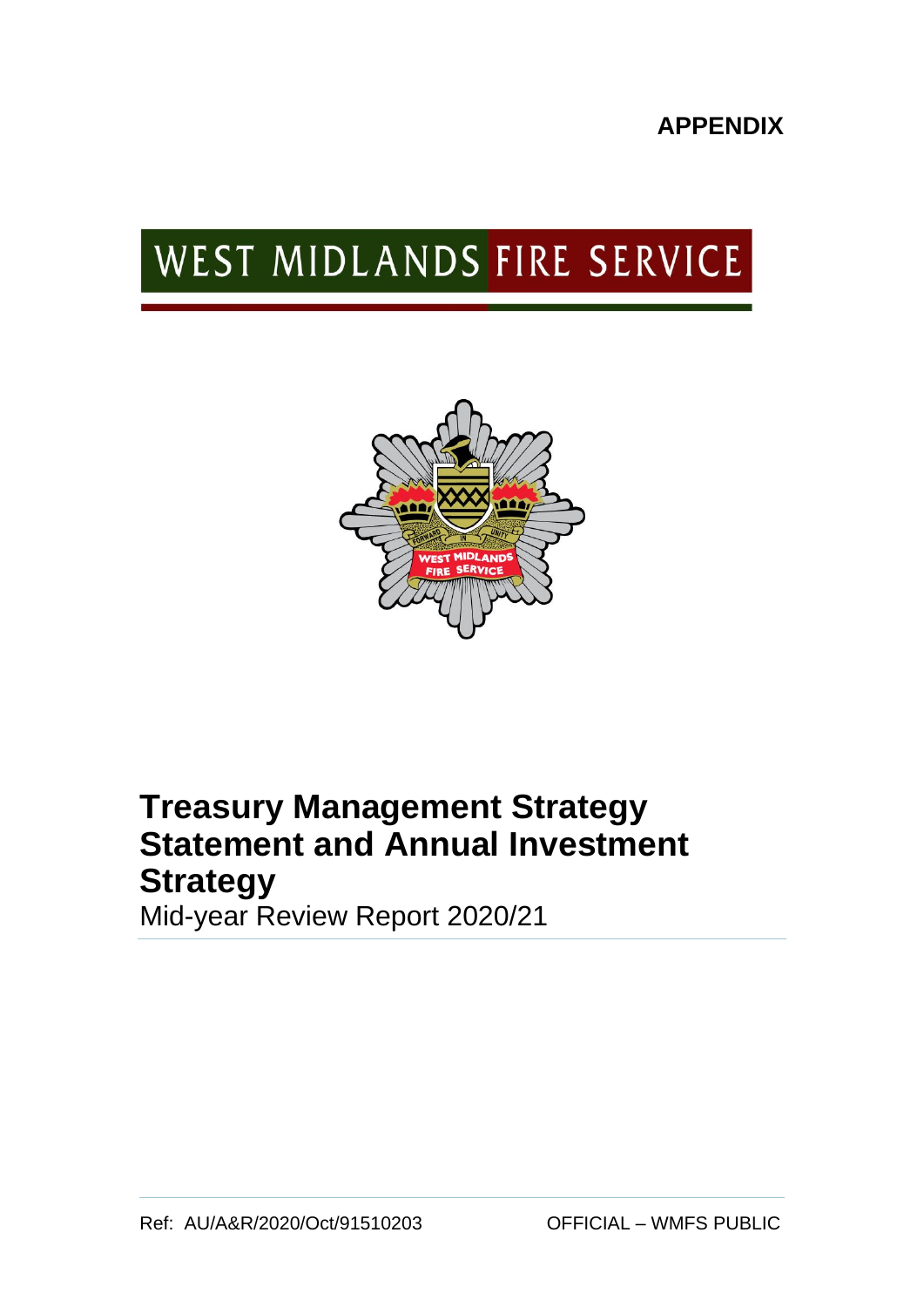**APPENDIX**

WEST MIDLANDS FIRE SERVICE

# Treasury Management Strategy Statement and Annual Investment Strategy

Mid-year Review Report 2020/21

Ref: AU/A&R/2020/Oct/91510203

OFFICIAL – WMFS PUBLIC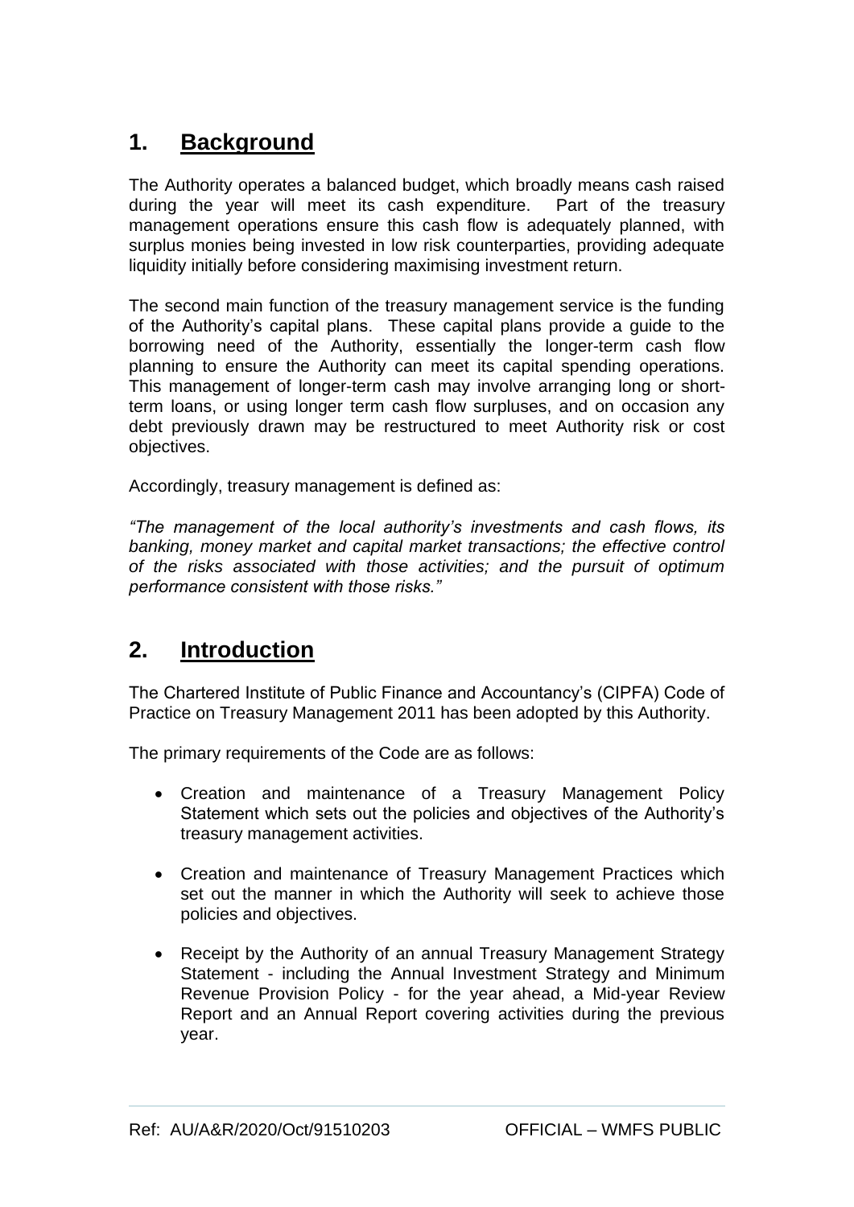## 1. Background

The Authority operates a balanced budget, which broadly means cash raised during the year will meet its cash expenditure. Part of the treasury management operations ensure this cash flow is adequately planned, with surplus monies being invested in low risk counterparties, providing adequate liquidity initially before considering maximising investment return.

The second main function of the treasury management service is the funding of the Authority's capital plans. These capital plans provide a guide to the borrowing need of the Authority, essentially the longer-term cash flow planning to ensure the Authority can meet its capital spending operations. This management of longer-term cash may involve arranging long or short-term loans, or using longer term cash flow surpluses, and on occasion any debt previously drawn may be restructured to meet Authority risk or cost objectives.

Accordingly, treasury management is defined as:

*"The management of the local authority's investments and cash flows, its banking, money market and capital market transactions; the effective control of the risks associated with those activities; and the pursuit of optimum performance consistent with those risks."*

## 2. Introduction

The Chartered Institute of Public Finance and Accountancy's (CIPFA) Code of Practice on Treasury Management 2011 has been adopted by this Authority.

The primary requirements of the Code are as follows:

- Creation and maintenance of a Treasury Management Policy Statement which sets out the policies and objectives of the Authority's treasury management activities.
- Creation and maintenance of Treasury Management Practices which set out the manner in which the Authority will seek to achieve those policies and objectives.
- Receipt by the Authority of an annual Treasury Management Strategy Statement - including the Annual Investment Strategy and Minimum Revenue Provision Policy - for the year ahead, a Mid-year Review Report and an Annual Report covering activities during the previous year.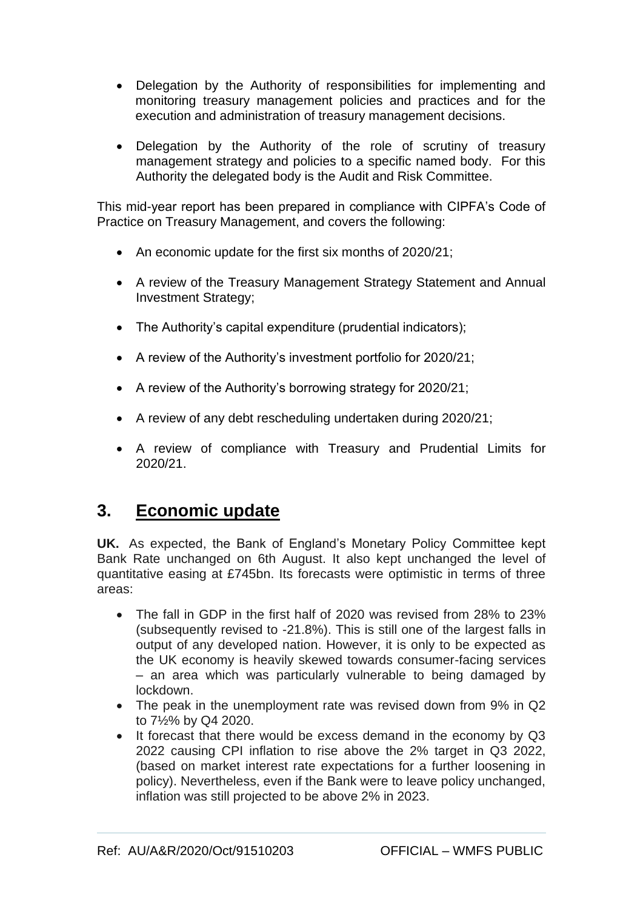- Delegation by the Authority of responsibilities for implementing and monitoring treasury management policies and practices and for the execution and administration of treasury management decisions.

- Delegation by the Authority of the role of scrutiny of treasury management strategy and policies to a specific named body. For this Authority the delegated body is the Audit and Risk Committee.

This mid-year report has been prepared in compliance with CIPFA's Code of Practice on Treasury Management, and covers the following:

- An economic update for the first six months of 2020/21;

- A review of the Treasury Management Strategy Statement and Annual Investment Strategy;

- The Authority's capital expenditure (prudential indicators);

- A review of the Authority's investment portfolio for 2020/21;

- A review of the Authority's borrowing strategy for 2020/21;

- A review of any debt rescheduling undertaken during 2020/21;

- A review of compliance with Treasury and Prudential Limits for 2020/21.

## 3. Economic update

**UK.** As expected, the Bank of England's Monetary Policy Committee kept Bank Rate unchanged on 6th August. It also kept unchanged the level of quantitative easing at £745bn. Its forecasts were optimistic in terms of three areas:

- The fall in GDP in the first half of 2020 was revised from 28% to 23% (subsequently revised to -21.8%). This is still one of the largest falls in output of any developed nation. However, it is only to be expected as the UK economy is heavily skewed towards consumer-facing services – an area which was particularly vulnerable to being damaged by lockdown.
- The peak in the unemployment rate was revised down from 9% in Q2 to 7½% by Q4 2020.
- It forecast that there would be excess demand in the economy by Q3 2022 causing CPI inflation to rise above the 2% target in Q3 2022, (based on market interest rate expectations for a further loosening in policy). Nevertheless, even if the Bank were to leave policy unchanged, inflation was still projected to be above 2% in 2023.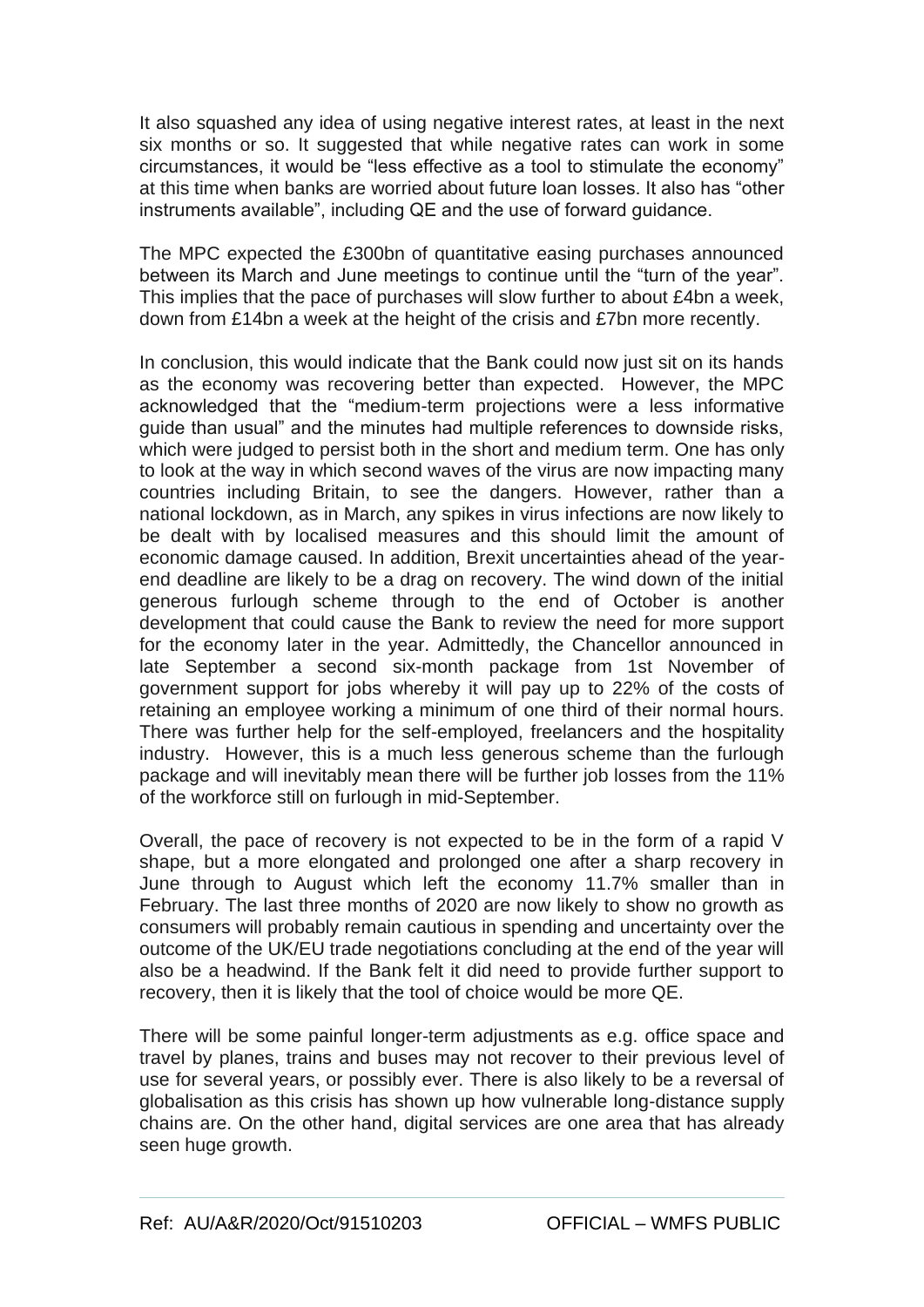It also squashed any idea of using negative interest rates, at least in the next six months or so. It suggested that while negative rates can work in some circumstances, it would be "less effective as a tool to stimulate the economy" at this time when banks are worried about future loan losses. It also has "other instruments available", including QE and the use of forward guidance.

The MPC expected the £300bn of quantitative easing purchases announced between its March and June meetings to continue until the "turn of the year". This implies that the pace of purchases will slow further to about £4bn a week, down from £14bn a week at the height of the crisis and £7bn more recently.

In conclusion, this would indicate that the Bank could now just sit on its hands as the economy was recovering better than expected. However, the MPC acknowledged that the "medium-term projections were a less informative guide than usual" and the minutes had multiple references to downside risks, which were judged to persist both in the short and medium term. One has only to look at the way in which second waves of the virus are now impacting many countries including Britain, to see the dangers. However, rather than a national lockdown, as in March, any spikes in virus infections are now likely to be dealt with by localised measures and this should limit the amount of economic damage caused. In addition, Brexit uncertainties ahead of the year-end deadline are likely to be a drag on recovery. The wind down of the initial generous furlough scheme through to the end of October is another development that could cause the Bank to review the need for more support for the economy later in the year. Admittedly, the Chancellor announced in late September a second six-month package from 1st November of government support for jobs whereby it will pay up to 22% of the costs of retaining an employee working a minimum of one third of their normal hours. There was further help for the self-employed, freelancers and the hospitality industry. However, this is a much less generous scheme than the furlough package and will inevitably mean there will be further job losses from the 11% of the workforce still on furlough in mid-September.

Overall, the pace of recovery is not expected to be in the form of a rapid V shape, but a more elongated and prolonged one after a sharp recovery in June through to August which left the economy 11.7% smaller than in February. The last three months of 2020 are now likely to show no growth as consumers will probably remain cautious in spending and uncertainty over the outcome of the UK/EU trade negotiations concluding at the end of the year will also be a headwind. If the Bank felt it did need to provide further support to recovery, then it is likely that the tool of choice would be more QE.

There will be some painful longer-term adjustments as e.g. office space and travel by planes, trains and buses may not recover to their previous level of use for several years, or possibly ever. There is also likely to be a reversal of globalisation as this crisis has shown up how vulnerable long-distance supply chains are. On the other hand, digital services are one area that has already seen huge growth.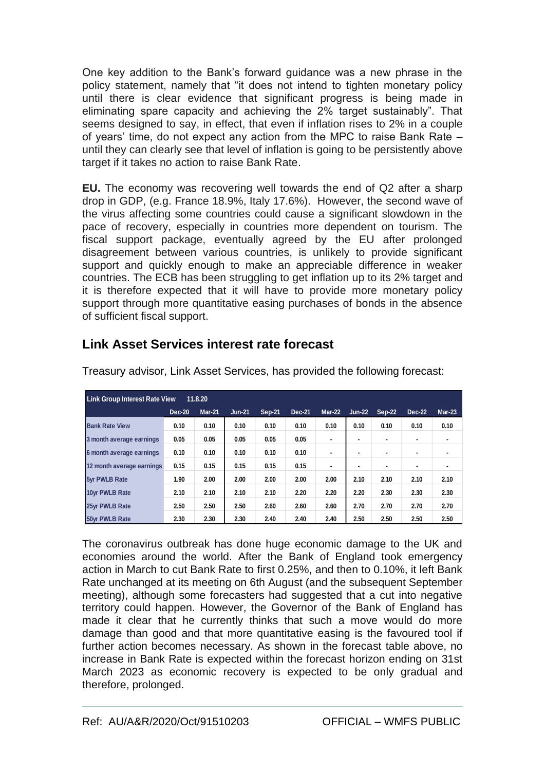One key addition to the Bank's forward guidance was a new phrase in the policy statement, namely that "it does not intend to tighten monetary policy until there is clear evidence that significant progress is being made in eliminating spare capacity and achieving the 2% target sustainably". That seems designed to say, in effect, that even if inflation rises to 2% in a couple of years' time, do not expect any action from the MPC to raise Bank Rate – until they can clearly see that level of inflation is going to be persistently above target if it takes no action to raise Bank Rate.

**EU.** The economy was recovering well towards the end of Q2 after a sharp drop in GDP, (e.g. France 18.9%, Italy 17.6%). However, the second wave of the virus affecting some countries could cause a significant slowdown in the pace of recovery, especially in countries more dependent on tourism. The fiscal support package, eventually agreed by the EU after prolonged disagreement between various countries, is unlikely to provide significant support and quickly enough to make an appreciable difference in weaker countries. The ECB has been struggling to get inflation up to its 2% target and it is therefore expected that it will have to provide more monetary policy support through more quantitative easing purchases of bonds in the absence of sufficient fiscal support.

## Link Asset Services interest rate forecast

Treasury advisor, Link Asset Services, has provided the following forecast:

| Link Group Interest Rate View 11.8.20 | Dec-20 | Mar-21 | Jun-21 | Sep-21 | Dec-21 | Mar-22 | Jun-22 | Sep-22 | Dec-22 | Mar-23 |
|---|---|---|---|---|---|---|---|---|---|---|
| Bank Rate View | 0.10 | 0.10 | 0.10 | 0.10 | 0.10 | 0.10 | 0.10 | 0.10 | 0.10 | 0.10 |
| 3 month average earnings | 0.05 | 0.05 | 0.05 | 0.05 | 0.05 | - | - | - | - | - |
| 6 month average earnings | 0.10 | 0.10 | 0.10 | 0.10 | 0.10 | - | - | - | - | - |
| 12 month average earnings | 0.15 | 0.15 | 0.15 | 0.15 | 0.15 | - | - | - | - | - |
| 5yr PWLB Rate | 1.90 | 2.00 | 2.00 | 2.00 | 2.00 | 2.00 | 2.10 | 2.10 | 2.10 | 2.10 |
| 10yr PWLB Rate | 2.10 | 2.10 | 2.10 | 2.10 | 2.20 | 2.20 | 2.20 | 2.30 | 2.30 | 2.30 |
| 25yr PWLB Rate | 2.50 | 2.50 | 2.50 | 2.60 | 2.60 | 2.60 | 2.70 | 2.70 | 2.70 | 2.70 |
| 50yr PWLB Rate | 2.30 | 2.30 | 2.30 | 2.40 | 2.40 | 2.40 | 2.50 | 2.50 | 2.50 | 2.50 |

The coronavirus outbreak has done huge economic damage to the UK and economies around the world. After the Bank of England took emergency action in March to cut Bank Rate to first 0.25%, and then to 0.10%, it left Bank Rate unchanged at its meeting on 6th August (and the subsequent September meeting), although some forecasters had suggested that a cut into negative territory could happen. However, the Governor of the Bank of England has made it clear that he currently thinks that such a move would do more damage than good and that more quantitative easing is the favoured tool if further action becomes necessary. As shown in the forecast table above, no increase in Bank Rate is expected within the forecast horizon ending on 31st March 2023 as economic recovery is expected to be only gradual and therefore, prolonged.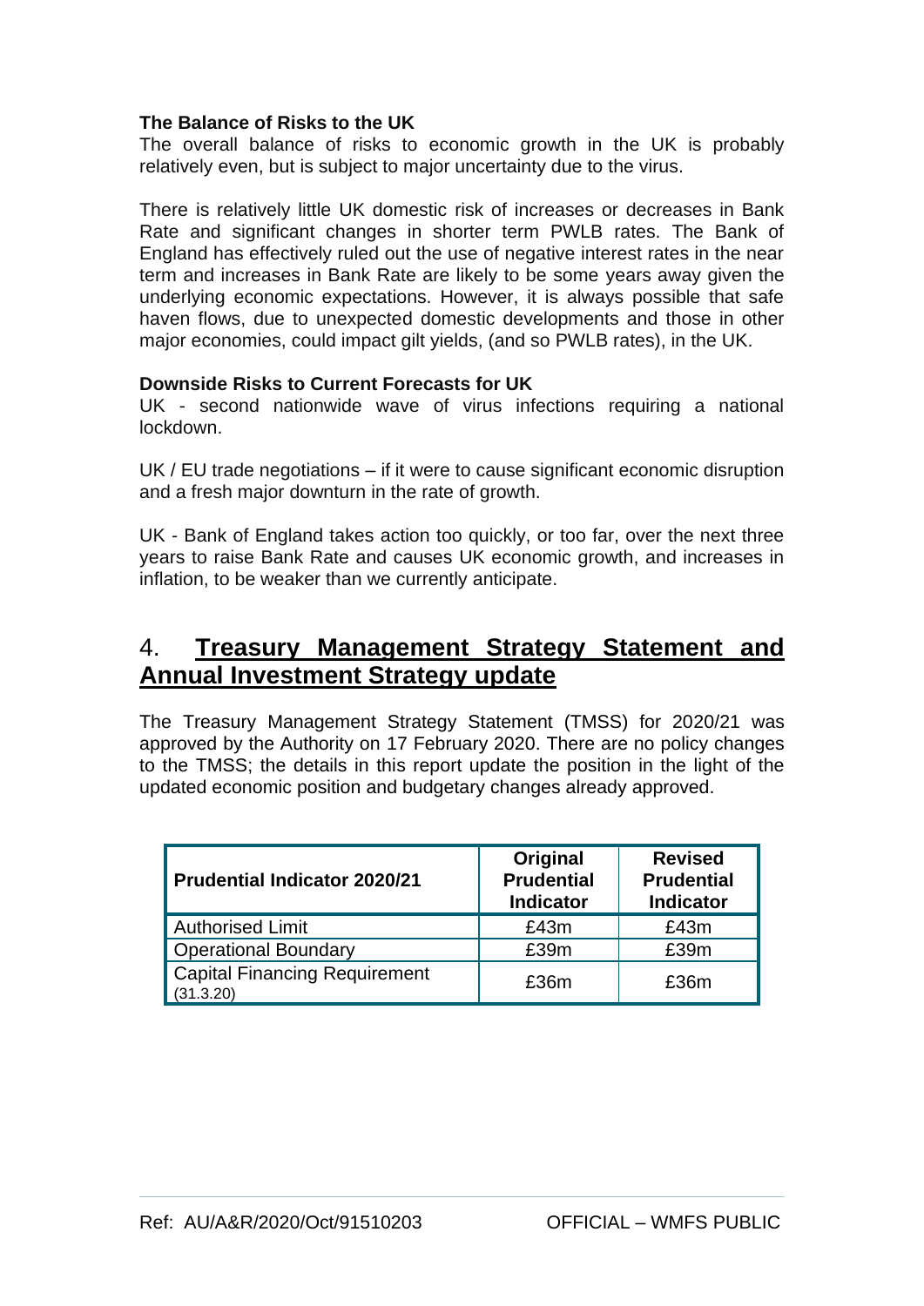**The Balance of Risks to the UK**

The overall balance of risks to economic growth in the UK is probably relatively even, but is subject to major uncertainty due to the virus.

There is relatively little UK domestic risk of increases or decreases in Bank Rate and significant changes in shorter term PWLB rates. The Bank of England has effectively ruled out the use of negative interest rates in the near term and increases in Bank Rate are likely to be some years away given the underlying economic expectations. However, it is always possible that safe haven flows, due to unexpected domestic developments and those in other major economies, could impact gilt yields, (and so PWLB rates), in the UK.

**Downside Risks to Current Forecasts for UK**

UK - second nationwide wave of virus infections requiring a national lockdown.

UK / EU trade negotiations – if it were to cause significant economic disruption and a fresh major downturn in the rate of growth.

UK - Bank of England takes action too quickly, or too far, over the next three years to raise Bank Rate and causes UK economic growth, and increases in inflation, to be weaker than we currently anticipate.

## 4. Treasury Management Strategy Statement and Annual Investment Strategy update

The Treasury Management Strategy Statement (TMSS) for 2020/21 was approved by the Authority on 17 February 2020. There are no policy changes to the TMSS; the details in this report update the position in the light of the updated economic position and budgetary changes already approved.

| Prudential Indicator 2020/21 | Original Prudential Indicator | Revised Prudential Indicator |
|---|---|---|
| Authorised Limit | £43m | £43m |
| Operational Boundary | £39m | £39m |
| Capital Financing Requirement (31.3.20) | £36m | £36m |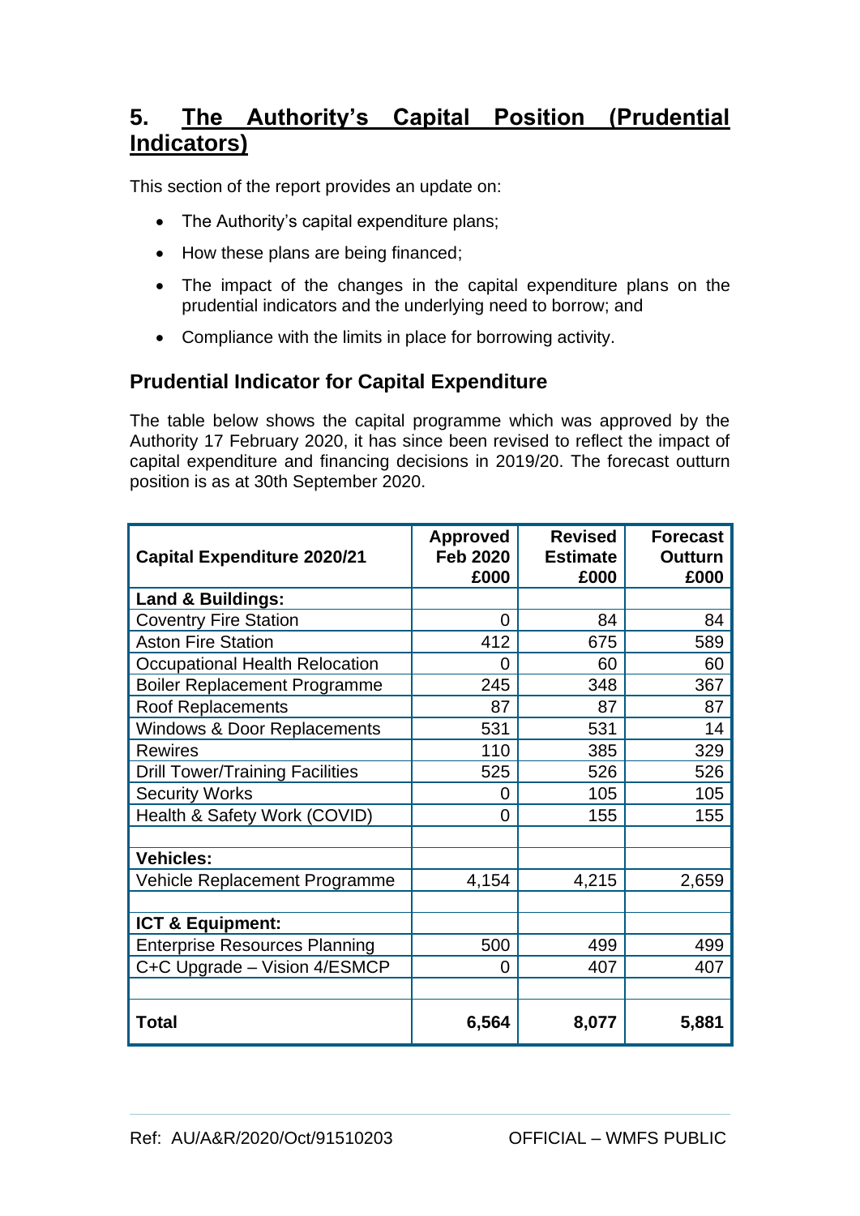## 5. The Authority's Capital Position (Prudential Indicators)

This section of the report provides an update on:

- The Authority's capital expenditure plans;
- How these plans are being financed;
- The impact of the changes in the capital expenditure plans on the prudential indicators and the underlying need to borrow; and
- Compliance with the limits in place for borrowing activity.

### Prudential Indicator for Capital Expenditure

The table below shows the capital programme which was approved by the Authority 17 February 2020, it has since been revised to reflect the impact of capital expenditure and financing decisions in 2019/20. The forecast outturn position is as at 30th September 2020.

| Capital Expenditure 2020/21 | Approved Feb 2020 £000 | Revised Estimate £000 | Forecast Outturn £000 |
|---|---|---|---|
| **Land & Buildings:** | | | |
| Coventry Fire Station | 0 | 84 | 84 |
| Aston Fire Station | 412 | 675 | 589 |
| Occupational Health Relocation | 0 | 60 | 60 |
| Boiler Replacement Programme | 245 | 348 | 367 |
| Roof Replacements | 87 | 87 | 87 |
| Windows & Door Replacements | 531 | 531 | 14 |
| Rewires | 110 | 385 | 329 |
| Drill Tower/Training Facilities | 525 | 526 | 526 |
| Security Works | 0 | 105 | 105 |
| Health & Safety Work (COVID) | 0 | 155 | 155 |
| | | | |
| **Vehicles:** | | | |
| Vehicle Replacement Programme | 4,154 | 4,215 | 2,659 |
| | | | |
| **ICT & Equipment:** | | | |
| Enterprise Resources Planning | 500 | 499 | 499 |
| C+C Upgrade – Vision 4/ESMCP | 0 | 407 | 407 |
| | | | |
| **Total** | **6,564** | **8,077** | **5,881** |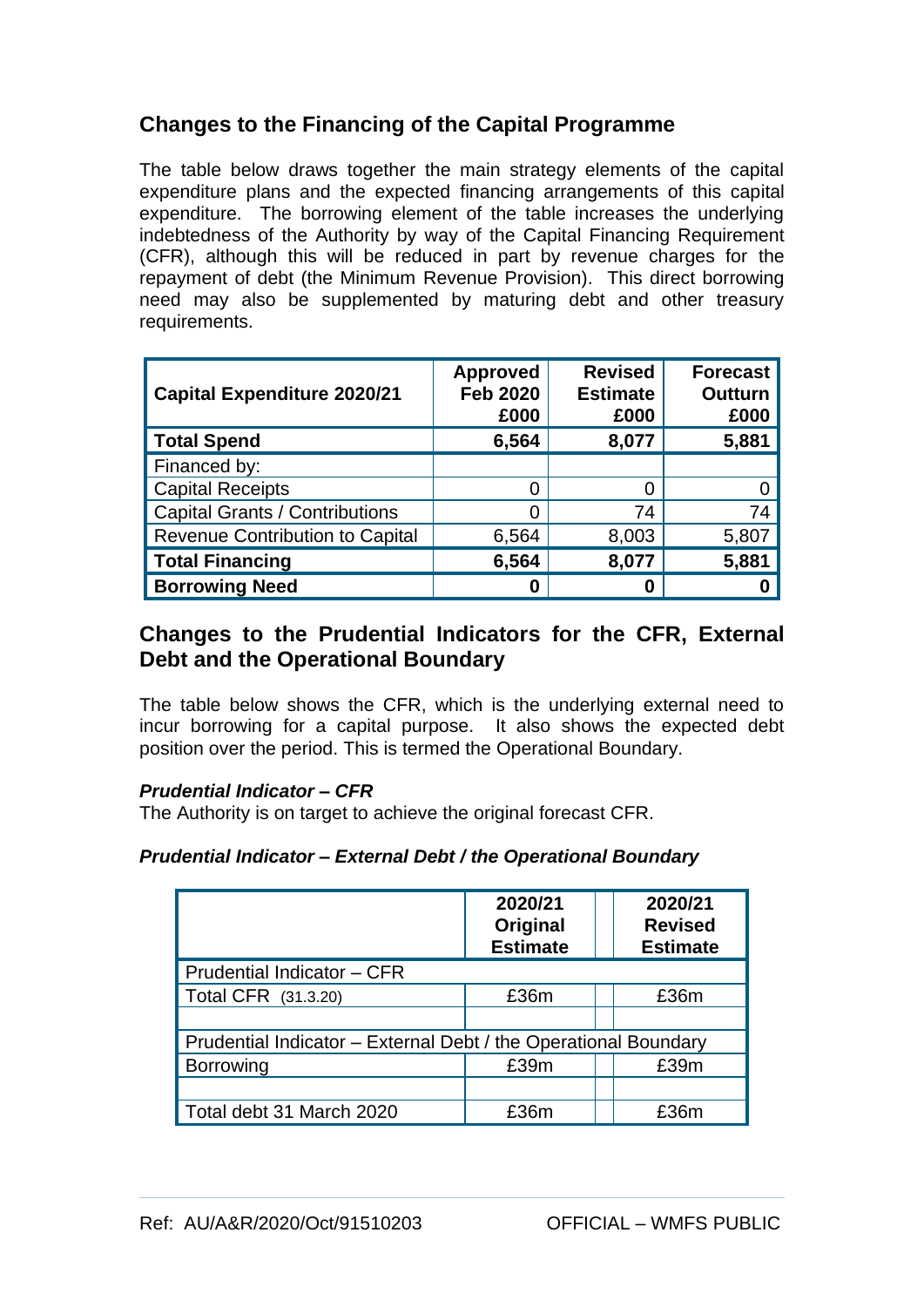## Changes to the Financing of the Capital Programme

The table below draws together the main strategy elements of the capital expenditure plans and the expected financing arrangements of this capital expenditure. The borrowing element of the table increases the underlying indebtedness of the Authority by way of the Capital Financing Requirement (CFR), although this will be reduced in part by revenue charges for the repayment of debt (the Minimum Revenue Provision). This direct borrowing need may also be supplemented by maturing debt and other treasury requirements.

| Capital Expenditure 2020/21 | Approved Feb 2020 £000 | Revised Estimate £000 | Forecast Outturn £000 |
|---|---|---|---|
| **Total Spend** | **6,564** | **8,077** | **5,881** |
| Financed by: | | | |
| Capital Receipts | 0 | 0 | 0 |
| Capital Grants / Contributions | 0 | 74 | 74 |
| Revenue Contribution to Capital | 6,564 | 8,003 | 5,807 |
| **Total Financing** | **6,564** | **8,077** | **5,881** |
| **Borrowing Need** | **0** | **0** | **0** |

## Changes to the Prudential Indicators for the CFR, External Debt and the Operational Boundary

The table below shows the CFR, which is the underlying external need to incur borrowing for a capital purpose. It also shows the expected debt position over the period. This is termed the Operational Boundary.

***Prudential Indicator – CFR***

The Authority is on target to achieve the original forecast CFR.

***Prudential Indicator – External Debt / the Operational Boundary***

| | 2020/21 Original Estimate | | 2020/21 Revised Estimate |
|---|---|---|---|
| Prudential Indicator – CFR | | | |
| Total CFR (31.3.20) | £36m | | £36m |
| | | | |
| Prudential Indicator – External Debt / the Operational Boundary | | | |
| Borrowing | £39m | | £39m |
| | | | |
| Total debt 31 March 2020 | £36m | | £36m |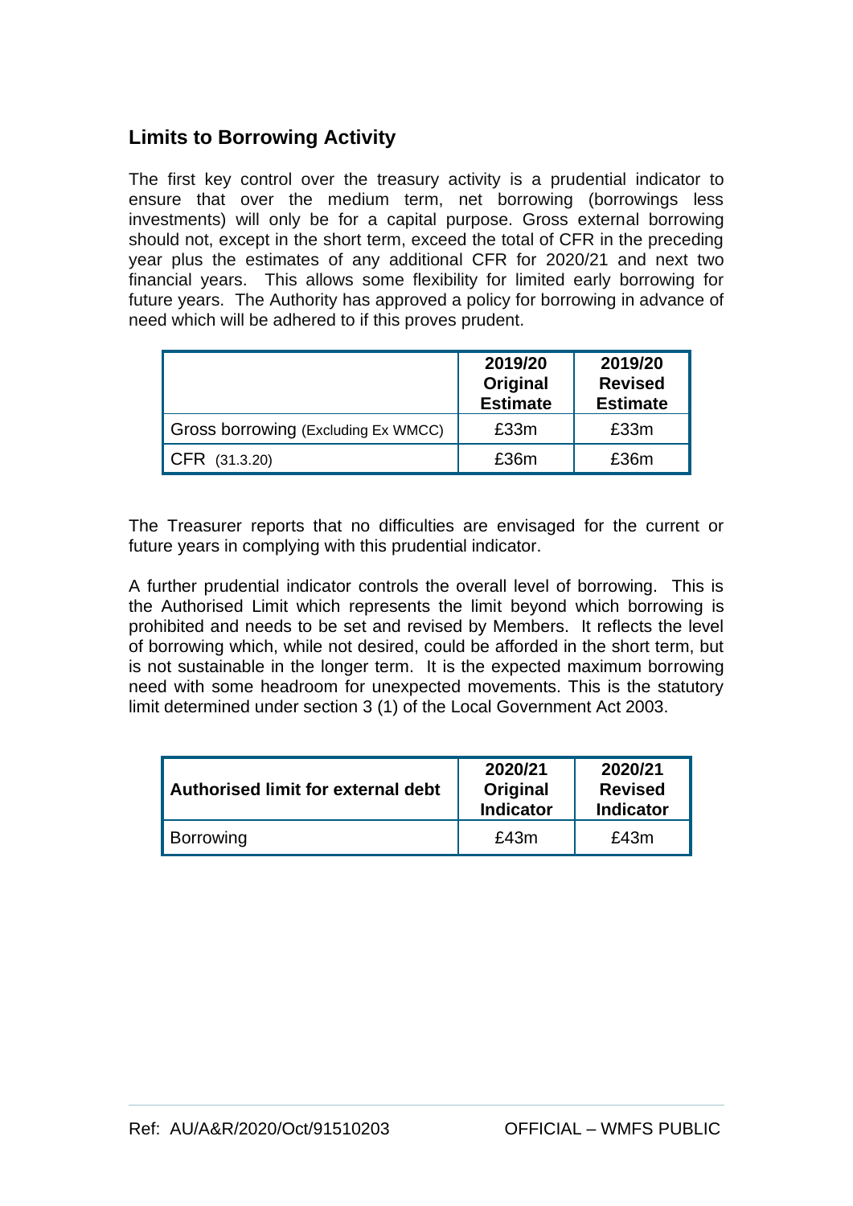## Limits to Borrowing Activity

The first key control over the treasury activity is a prudential indicator to ensure that over the medium term, net borrowing (borrowings less investments) will only be for a capital purpose. Gross external borrowing should not, except in the short term, exceed the total of CFR in the preceding year plus the estimates of any additional CFR for 2020/21 and next two financial years. This allows some flexibility for limited early borrowing for future years. The Authority has approved a policy for borrowing in advance of need which will be adhered to if this proves prudent.

| | 2019/20 Original Estimate | 2019/20 Revised Estimate |
|---|---|---|
| Gross borrowing (Excluding Ex WMCC) | £33m | £33m |
| CFR (31.3.20) | £36m | £36m |

The Treasurer reports that no difficulties are envisaged for the current or future years in complying with this prudential indicator.

A further prudential indicator controls the overall level of borrowing. This is the Authorised Limit which represents the limit beyond which borrowing is prohibited and needs to be set and revised by Members. It reflects the level of borrowing which, while not desired, could be afforded in the short term, but is not sustainable in the longer term. It is the expected maximum borrowing need with some headroom for unexpected movements. This is the statutory limit determined under section 3 (1) of the Local Government Act 2003.

| Authorised limit for external debt | 2020/21 Original Indicator | 2020/21 Revised Indicator |
|---|---|---|
| Borrowing | £43m | £43m |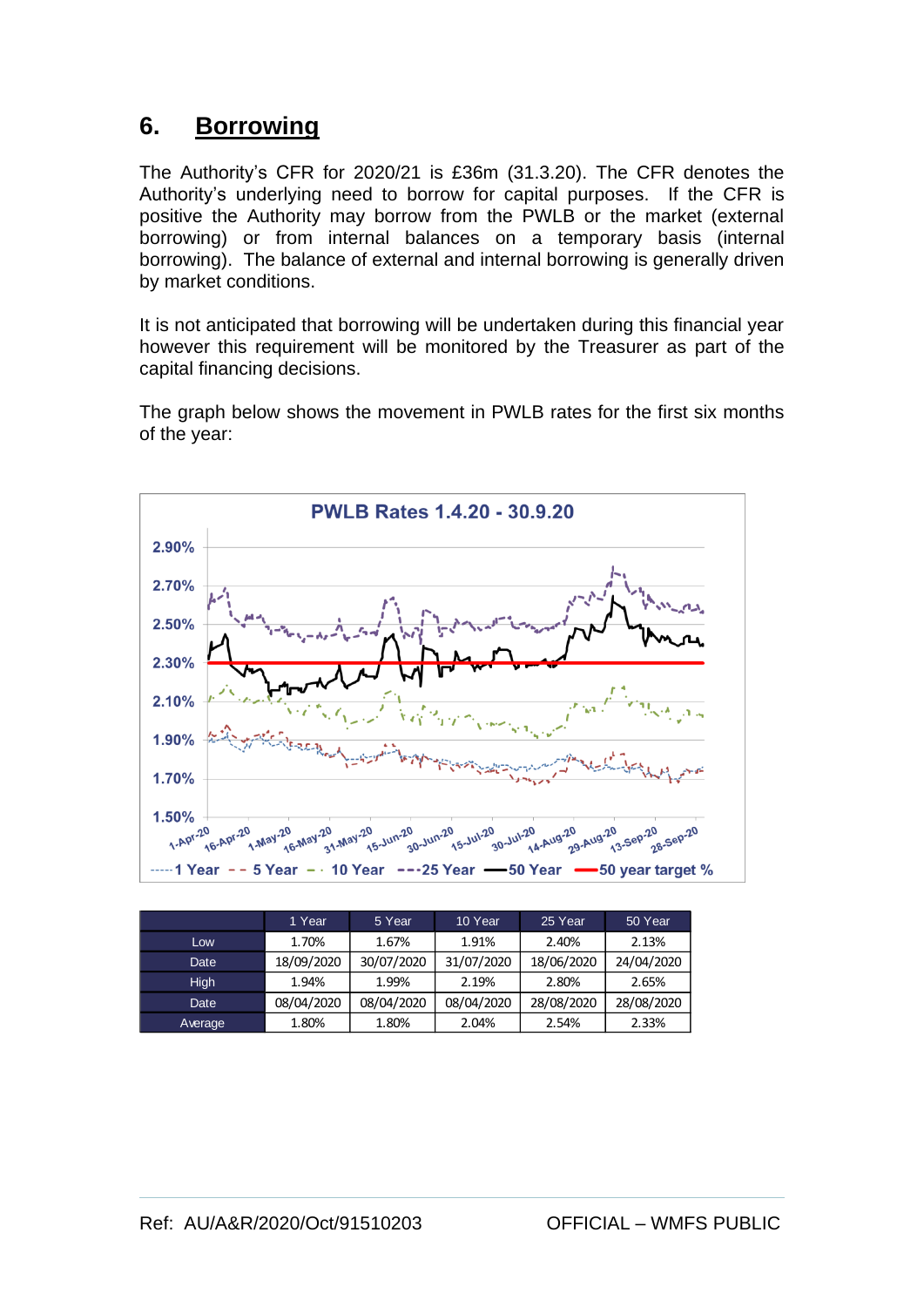## 6. Borrowing

The Authority's CFR for 2020/21 is £36m (31.3.20). The CFR denotes the Authority's underlying need to borrow for capital purposes. If the CFR is positive the Authority may borrow from the PWLB or the market (external borrowing) or from internal balances on a temporary basis (internal borrowing). The balance of external and internal borrowing is generally driven by market conditions.

It is not anticipated that borrowing will be undertaken during this financial year however this requirement will be monitored by the Treasurer as part of the capital financing decisions.

The graph below shows the movement in PWLB rates for the first six months of the year:

PWLB Rates 1.4.20 - 30.9.20

2.90%
2.70%
2.50%
2.30%
2.10%
1.90%
1.70%
1.50%

1-Apr-20, 16-Apr-20, 1-May-20, 16-May-20, 31-May-20, 15-Jun-20, 30-Jun-20, 15-Jul-20, 30-Jul-20, 14-Aug-20, 29-Aug-20, 13-Sep-20, 28-Sep-20

1 Year, 5 Year, 10 Year, 25 Year, 50 Year, 50 year target %

| | 1 Year | 5 Year | 10 Year | 25 Year | 50 Year |
|---|---|---|---|---|---|
| Low | 1.70% | 1.67% | 1.91% | 2.40% | 2.13% |
| Date | 18/09/2020 | 30/07/2020 | 31/07/2020 | 18/06/2020 | 24/04/2020 |
| High | 1.94% | 1.99% | 2.19% | 2.80% | 2.65% |
| Date | 08/04/2020 | 08/04/2020 | 08/04/2020 | 28/08/2020 | 28/08/2020 |
| Average | 1.80% | 1.80% | 2.04% | 2.54% | 2.33% |

Ref: AU/A&R/2020/Oct/91510203 OFFICIAL – WMFS PUBLIC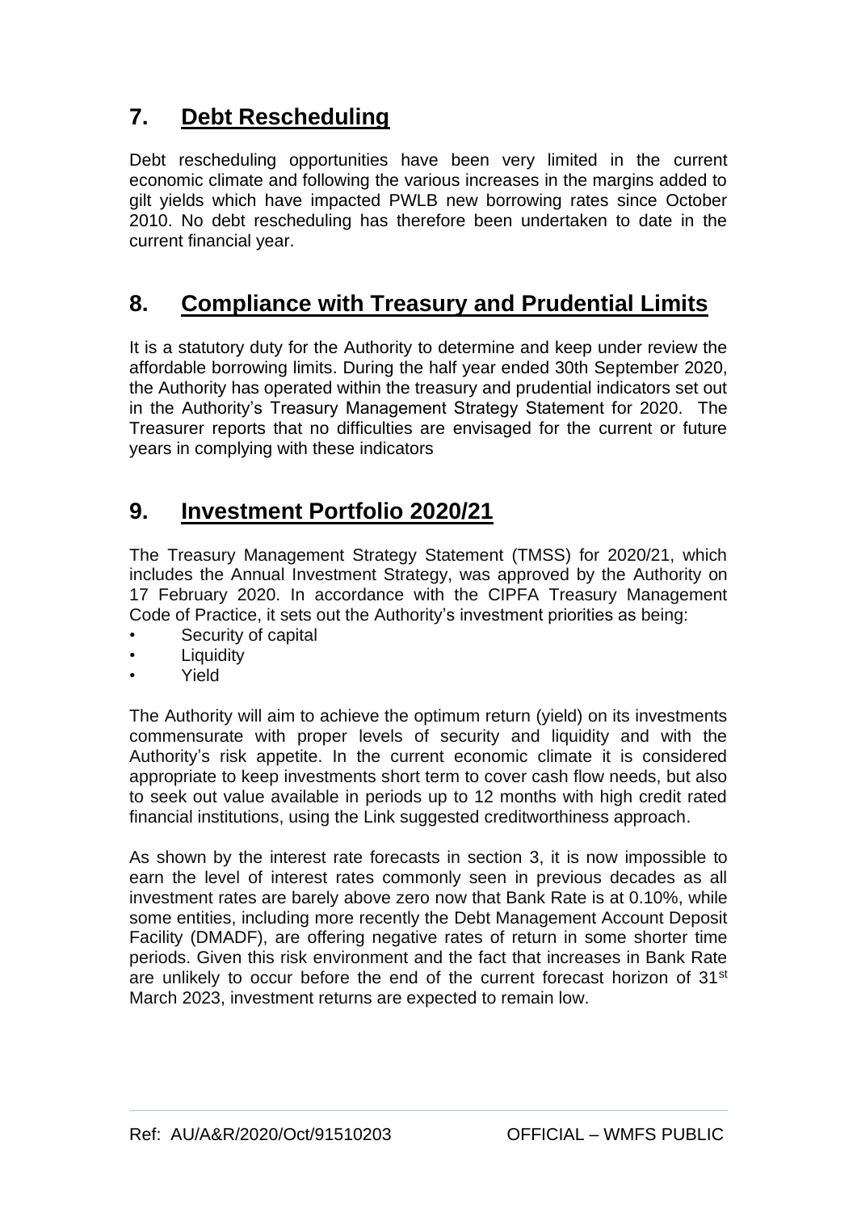## 7. Debt Rescheduling

Debt rescheduling opportunities have been very limited in the current economic climate and following the various increases in the margins added to gilt yields which have impacted PWLB new borrowing rates since October 2010. No debt rescheduling has therefore been undertaken to date in the current financial year.

## 8. Compliance with Treasury and Prudential Limits

It is a statutory duty for the Authority to determine and keep under review the affordable borrowing limits. During the half year ended 30th September 2020, the Authority has operated within the treasury and prudential indicators set out in the Authority's Treasury Management Strategy Statement for 2020. The Treasurer reports that no difficulties are envisaged for the current or future years in complying with these indicators

## 9. Investment Portfolio 2020/21

The Treasury Management Strategy Statement (TMSS) for 2020/21, which includes the Annual Investment Strategy, was approved by the Authority on 17 February 2020. In accordance with the CIPFA Treasury Management Code of Practice, it sets out the Authority's investment priorities as being:

- Security of capital
- Liquidity
- Yield

The Authority will aim to achieve the optimum return (yield) on its investments commensurate with proper levels of security and liquidity and with the Authority's risk appetite. In the current economic climate it is considered appropriate to keep investments short term to cover cash flow needs, but also to seek out value available in periods up to 12 months with high credit rated financial institutions, using the Link suggested creditworthiness approach.

As shown by the interest rate forecasts in section 3, it is now impossible to earn the level of interest rates commonly seen in previous decades as all investment rates are barely above zero now that Bank Rate is at 0.10%, while some entities, including more recently the Debt Management Account Deposit Facility (DMADF), are offering negative rates of return in some shorter time periods. Given this risk environment and the fact that increases in Bank Rate are unlikely to occur before the end of the current forecast horizon of 31st March 2023, investment returns are expected to remain low.

Ref: AU/A&R/2020/Oct/91510203 OFFICIAL – WMFS PUBLIC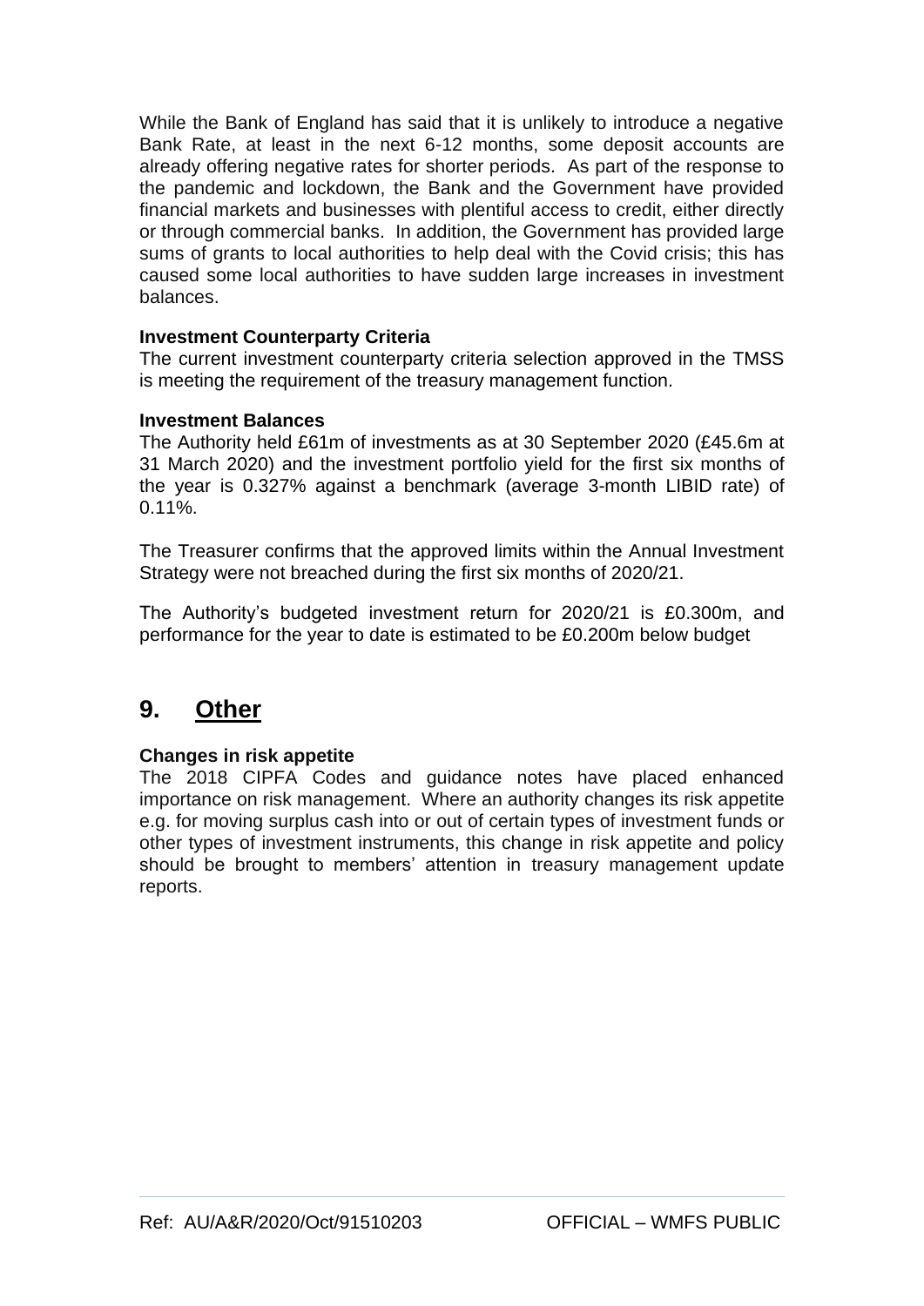While the Bank of England has said that it is unlikely to introduce a negative Bank Rate, at least in the next 6-12 months, some deposit accounts are already offering negative rates for shorter periods. As part of the response to the pandemic and lockdown, the Bank and the Government have provided financial markets and businesses with plentiful access to credit, either directly or through commercial banks. In addition, the Government has provided large sums of grants to local authorities to help deal with the Covid crisis; this has caused some local authorities to have sudden large increases in investment balances.

**Investment Counterparty Criteria**

The current investment counterparty criteria selection approved in the TMSS is meeting the requirement of the treasury management function.

**Investment Balances**

The Authority held £61m of investments as at 30 September 2020 (£45.6m at 31 March 2020) and the investment portfolio yield for the first six months of the year is 0.327% against a benchmark (average 3-month LIBID rate) of 0.11%.

The Treasurer confirms that the approved limits within the Annual Investment Strategy were not breached during the first six months of 2020/21.

The Authority's budgeted investment return for 2020/21 is £0.300m, and performance for the year to date is estimated to be £0.200m below budget

## 9. Other

**Changes in risk appetite**

The 2018 CIPFA Codes and guidance notes have placed enhanced importance on risk management. Where an authority changes its risk appetite e.g. for moving surplus cash into or out of certain types of investment funds or other types of investment instruments, this change in risk appetite and policy should be brought to members' attention in treasury management update reports.